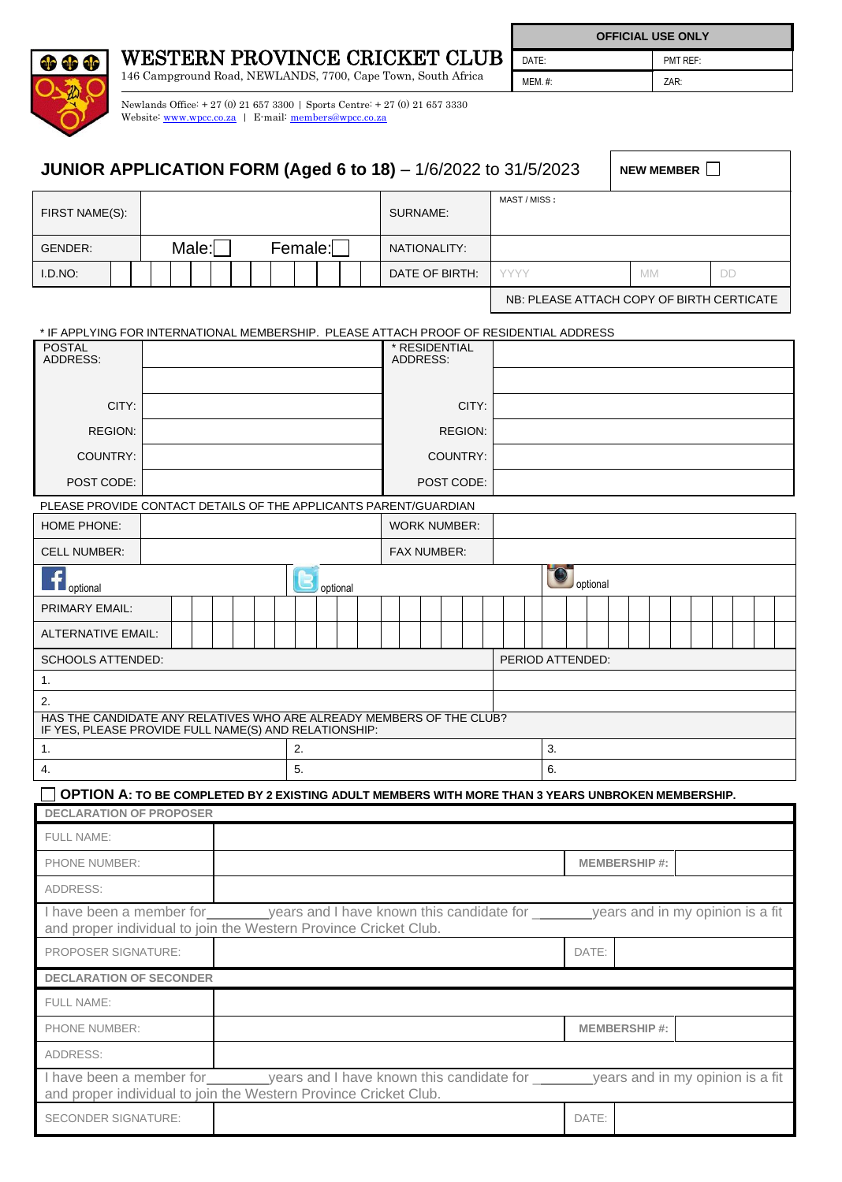# WESTERN PROVINCE CRICKET CLUB

146 Campground Road, NEWLANDS, 7700, Cape Town, South Africa

Newlands Office: + 27 (0) 21 657 3300 | Sports Centre: + 27 (0) 21 657 3330
Website: www.wpcc.co.za | E-mail: members@wpcc.co.za

| OFFICIAL USE ONLY | |
|---|---|
| DATE: | PMT REF: |
| MEM. #: | ZAR: |

## JUNIOR APPLICATION FORM (Aged 6 to 18) – 1/6/2022 to 31/5/2023

**NEW MEMBER** ☐

| FIRST NAME(S): | | SURNAME: | MAST / MISS : | | |
|---|---|---|---|---|---|
| GENDER: | Male: ☐ Female: ☐ | NATIONALITY: | | | |
| I.D.NO: | | DATE OF BIRTH: | YYYY | MM | DD |
| | | | NB: PLEASE ATTACH COPY OF BIRTH CERTICATE | | |

\* IF APPLYING FOR INTERNATIONAL MEMBERSHIP. PLEASE ATTACH PROOF OF RESIDENTIAL ADDRESS

| POSTAL ADDRESS: | | * RESIDENTIAL ADDRESS: | |
|---|---|---|---|
| | | | |
| CITY: | | CITY: | |
| REGION: | | REGION: | |
| COUNTRY: | | COUNTRY: | |
| POST CODE: | | POST CODE: | |

PLEASE PROVIDE CONTACT DETAILS OF THE APPLICANTS PARENT/GUARDIAN

| HOME PHONE: | | WORK NUMBER: | |
|---|---|---|---|
| CELL NUMBER: | | FAX NUMBER: | |
| Facebook optional | Twitter optional | | Instagram optional |
| PRIMARY EMAIL: | | | |
| ALTERNATIVE EMAIL: | | | |

| SCHOOLS ATTENDED: | PERIOD ATTENDED: |
|---|---|
| 1. | |
| 2. | |

HAS THE CANDIDATE ANY RELATIVES WHO ARE ALREADY MEMBERS OF THE CLUB?
IF YES, PLEASE PROVIDE FULL NAME(S) AND RELATIONSHIP:

| 1. | 2. | 3. |
|---|---|---|
| 4. | 5. | 6. |

☐ **OPTION A:** TO BE COMPLETED BY 2 EXISTING ADULT MEMBERS WITH MORE THAN 3 YEARS UNBROKEN MEMBERSHIP.

| DECLARATION OF PROPOSER | | | |
|---|---|---|---|
| FULL NAME: | | | |
| PHONE NUMBER: | | **MEMBERSHIP #:** | |
| ADDRESS: | | | |

I have been a member for\_\_\_\_\_\_\_\_years and I have known this candidate for \_\_\_\_\_\_\_\_years and in my opinion is a fit and proper individual to join the Western Province Cricket Club.

| PROPOSER SIGNATURE: | | DATE: | |
|---|---|---|---|

| DECLARATION OF SECONDER | | | |
|---|---|---|---|
| FULL NAME: | | | |
| PHONE NUMBER: | | **MEMBERSHIP #:** | |
| ADDRESS: | | | |

I have been a member for\_\_\_\_\_\_\_\_years and I have known this candidate for \_\_\_\_\_\_\_\_years and in my opinion is a fit and proper individual to join the Western Province Cricket Club.

| SECONDER SIGNATURE: | | DATE: | |
|---|---|---|---|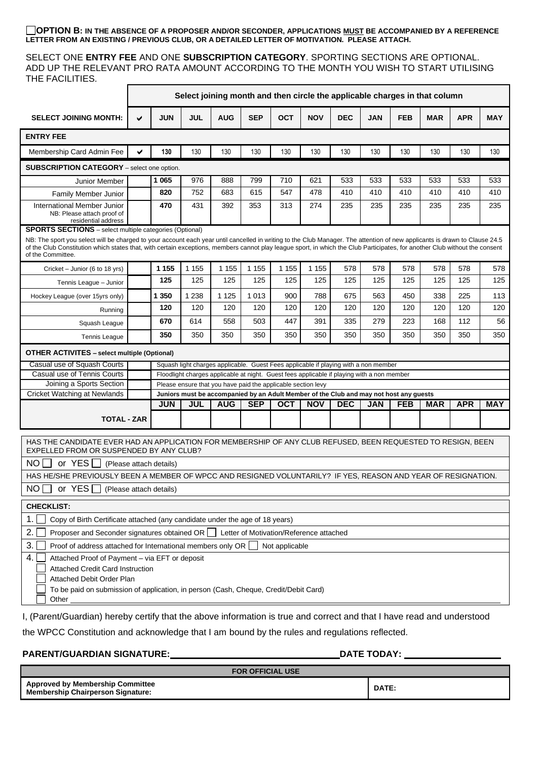☐ **OPTION B: IN THE ABSENCE OF A PROPOSER AND/OR SECONDER, APPLICATIONS MUST BE ACCOMPANIED BY A REFERENCE LETTER FROM AN EXISTING / PREVIOUS CLUB, OR A DETAILED LETTER OF MOTIVATION. PLEASE ATTACH.**

SELECT ONE **ENTRY FEE** AND ONE **SUBSCRIPTION CATEGORY**. SPORTING SECTIONS ARE OPTIONAL. ADD UP THE RELEVANT PRO RATA AMOUNT ACCORDING TO THE MONTH YOU WISH TO START UTILISING THE FACILITIES.

| | | Select joining month and then circle the applicable charges in that column | | | | | | | | | | | |
|---|---|---|---|---|---|---|---|---|---|---|---|---|---|
| **SELECT JOINING MONTH:** | ✔ | **JUN** | **JUL** | **AUG** | **SEP** | **OCT** | **NOV** | **DEC** | **JAN** | **FEB** | **MAR** | **APR** | **MAY** |
| **ENTRY FEE** | | | | | | | | | | | | | |
| Membership Card Admin Fee | ✔ | **130** | 130 | 130 | 130 | 130 | 130 | 130 | 130 | 130 | 130 | 130 | 130 |
| **SUBSCRIPTION CATEGORY** – select one option. | | | | | | | | | | | | | |
| Junior Member | | **1 065** | 976 | 888 | 799 | 710 | 621 | 533 | 533 | 533 | 533 | 533 | 533 |
| Family Member Junior | | **820** | 752 | 683 | 615 | 547 | 478 | 410 | 410 | 410 | 410 | 410 | 410 |
| International Member Junior NB: Please attach proof of residential address | | **470** | 431 | 392 | 353 | 313 | 274 | 235 | 235 | 235 | 235 | 235 | 235 |
| **SPORTS SECTIONS** – select multiple categories (Optional) NB: The sport you select will be charged to your account each year until cancelled in writing to the Club Manager. The attention of new applicants is drawn to Clause 24.5 of the Club Constitution which states that, with certain exceptions, members cannot play league sport, in which the Club Participates, for another Club without the consent of the Committee. | | | | | | | | | | | | | |
| Cricket – Junior (6 to 18 yrs) | | **1 155** | 1 155 | 1 155 | 1 155 | 1 155 | 1 155 | 578 | 578 | 578 | 578 | 578 | 578 |
| Tennis League – Junior | | **125** | 125 | 125 | 125 | 125 | 125 | 125 | 125 | 125 | 125 | 125 | 125 |
| Hockey League (over 15yrs only) | | **1 350** | 1 238 | 1 125 | 1 013 | 900 | 788 | 675 | 563 | 450 | 338 | 225 | 113 |
| Running | | **120** | 120 | 120 | 120 | 120 | 120 | 120 | 120 | 120 | 120 | 120 | 120 |
| Squash League | | **670** | 614 | 558 | 503 | 447 | 391 | 335 | 279 | 223 | 168 | 112 | 56 |
| Tennis League | | **350** | 350 | 350 | 350 | 350 | 350 | 350 | 350 | 350 | 350 | 350 | 350 |
| **OTHER ACTIVITES – select multiple (Optional)** | | | | | | | | | | | | | |
| Casual use of Squash Courts | | Squash light charges applicable. Guest Fees applicable if playing with a non member | | | | | | | | | | | |
| Casual use of Tennis Courts | | Floodlight charges applicable at night. Guest fees applicable if playing with a non member | | | | | | | | | | | |
| Joining a Sports Section | | Please ensure that you have paid the applicable section levy | | | | | | | | | | | |
| Cricket Watching at Newlands | | **Juniors must be accompanied by an Adult Member of the Club and may not host any guests** | | | | | | | | | | | |
| | | **JUN** | **JUL** | **AUG** | **SEP** | **OCT** | **NOV** | **DEC** | **JAN** | **FEB** | **MAR** | **APR** | **MAY** |
| **TOTAL - ZAR** | | | | | | | | | | | | | |

HAS THE CANDIDATE EVER HAD AN APPLICATION FOR MEMBERSHIP OF ANY CLUB REFUSED, BEEN REQUESTED TO RESIGN, BEEN EXPELLED FROM OR SUSPENDED BY ANY CLUB?

NO ☐ or YES ☐ (Please attach details)

HAS HE/SHE PREVIOUSLY BEEN A MEMBER OF WPCC AND RESIGNED VOLUNTARILY? IF YES, REASON AND YEAR OF RESIGNATION.

NO ☐ or YES ☐ (Please attach details)

**CHECKLIST:**

1. ☐ Copy of Birth Certificate attached (any candidate under the age of 18 years)
2. ☐ Proposer and Seconder signatures obtained OR ☐ Letter of Motivation/Reference attached
3. ☐ Proof of address attached for International members only OR ☐ Not applicable
4. ☐ Attached Proof of Payment – via EFT or deposit
   - ☐ Attached Credit Card Instruction
   - ☐ Attached Debit Order Plan
   - ☐ To be paid on submission of application, in person (Cash, Cheque, Credit/Debit Card)
   - ☐ Other ______________________________

I, (Parent/Guardian) hereby certify that the above information is true and correct and that I have read and understood the WPCC Constitution and acknowledge that I am bound by the rules and regulations reflected.

**PARENT/GUARDIAN SIGNATURE:** ______________________________ **DATE TODAY:** ____________________

| FOR OFFICIAL USE | |
|---|---|
| **Approved by Membership Committee Membership Chairperson Signature:** | **DATE:** |